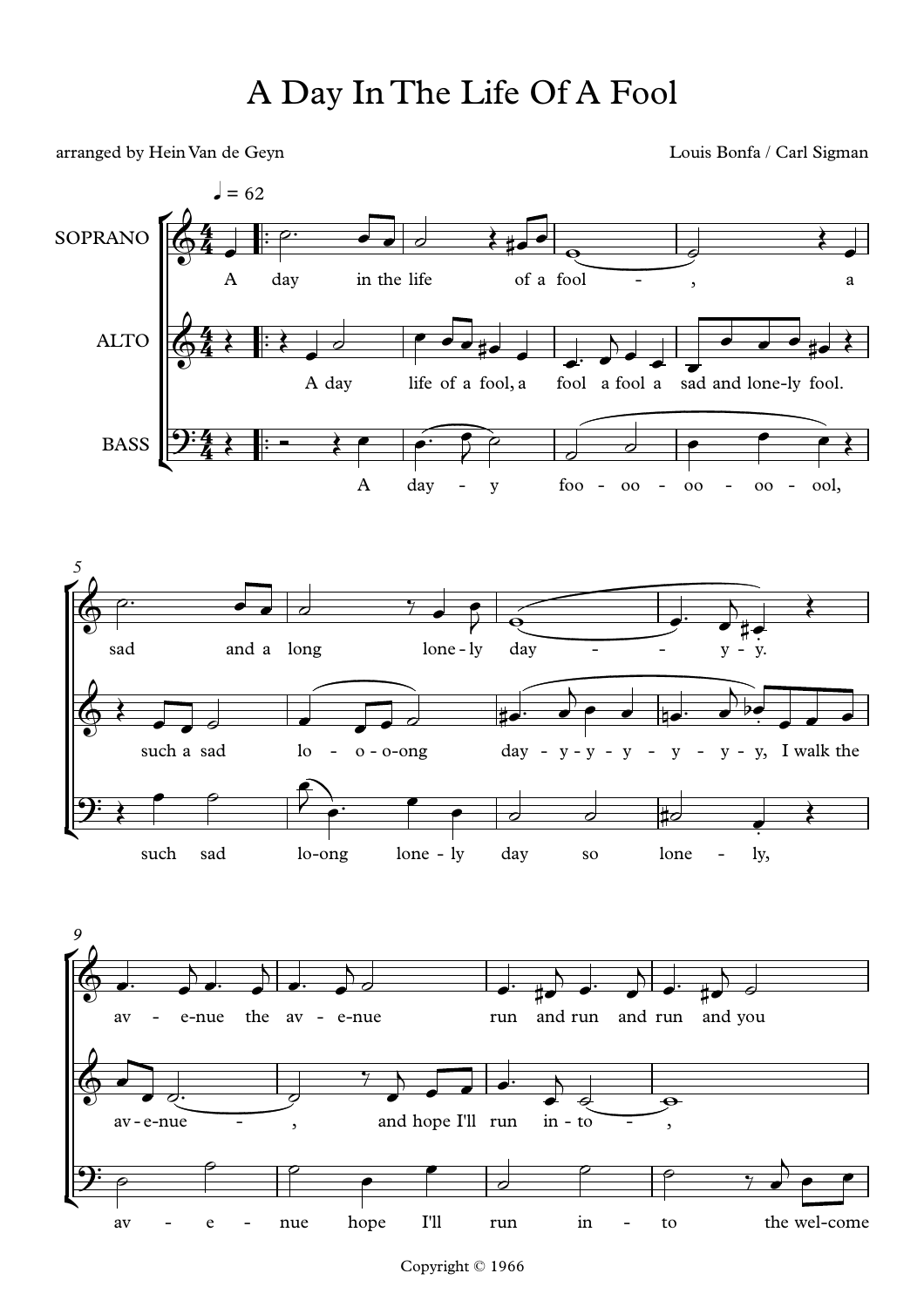# A Day In The Life Of A Fool

arranged by Hein Van de Geyn

Louis Bonfa / Carl Sigman

Copyright © 1966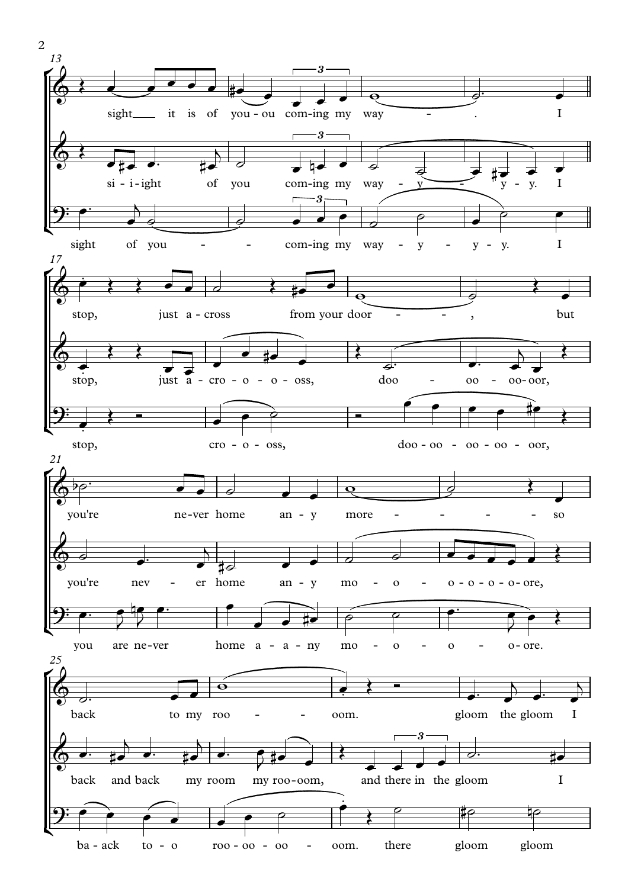13

sight___ it is of you - ou com-ing my way - . I

si - i - ight of you com-ing my way - y - y - y. I

sight of you - - com-ing my way - y - y - y - y. I

17

stop, just a - cross from your door - - , but

stop, just a - cro - o - o - o - oss, doo - oo - oo-oor,

stop, cro - o - oss, doo - oo - oo - oo - oor,

21

you're ne-ver home an - y more - - - - so

you're nev - er home an - y mo - o - o - o - o - o - ore,

you are ne-ver home a - a - ny mo - o - o - o-ore.

25

back to my roo - - oom. gloom the gloom I

back and back my room my roo-oom, and there in the gloom I

ba - ack to - o roo - oo - oo - oom. there gloom gloom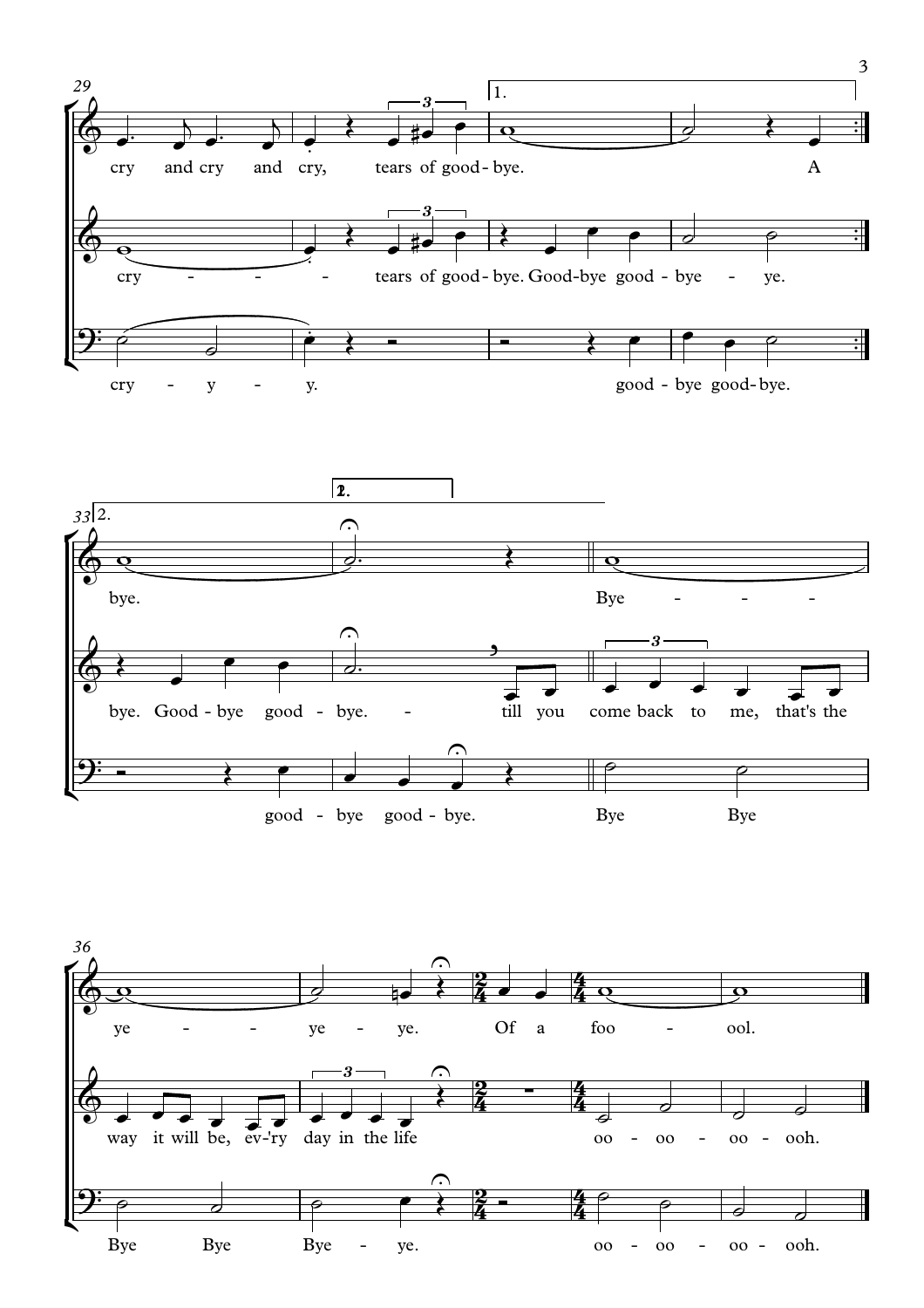29

cry and cry and cry, tears of good - bye. A

cry - - - tears of good - bye. Good-bye good - bye - ye.

cry - y - y. good - bye good-bye.

33

1. 2.

bye. Bye - - -

bye. Good - bye good - bye. - till you come back to me, that's the

good - bye good - bye. Bye Bye

36

ye - - ye - ye. Of a foo - ool.

way it will be, ev-'ry day in the life oo - oo - oo - ooh.

Bye Bye Bye - ye. oo - oo - oo - ooh.